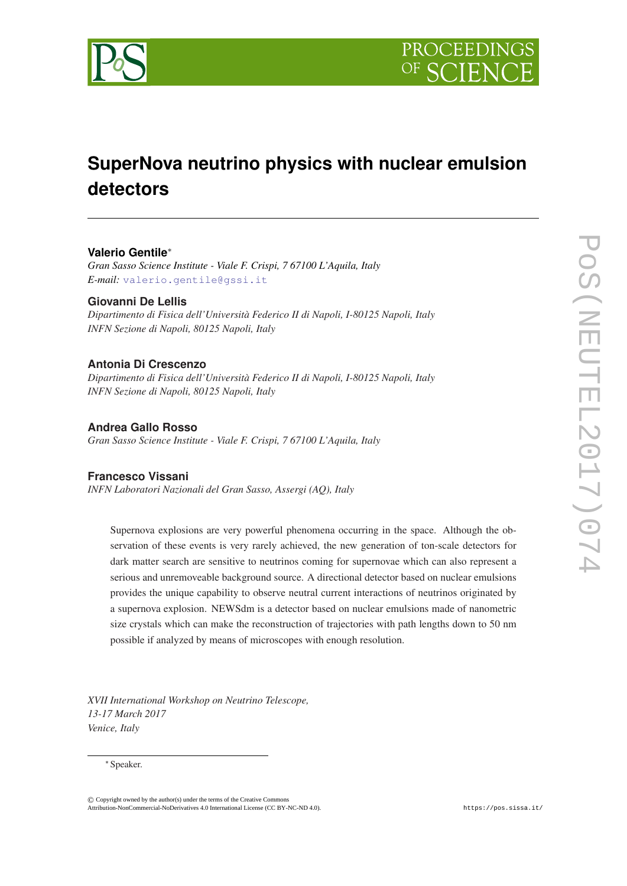# SuperNova neutrino physics with nuclear emulsion detectors

**Valerio Gentile***

*Gran Sasso Science Institute - Viale F. Crispi, 7 67100 L'Aquila, Italy*
*E-mail:* valerio.gentile@gssi.it

**Giovanni De Lellis**

*Dipartimento di Fisica dell'Università Federico II di Napoli, I-80125 Napoli, Italy*
*INFN Sezione di Napoli, 80125 Napoli, Italy*

**Antonia Di Crescenzo**

*Dipartimento di Fisica dell'Università Federico II di Napoli, I-80125 Napoli, Italy*
*INFN Sezione di Napoli, 80125 Napoli, Italy*

**Andrea Gallo Rosso**

*Gran Sasso Science Institute - Viale F. Crispi, 7 67100 L'Aquila, Italy*

**Francesco Vissani**

*INFN Laboratori Nazionali del Gran Sasso, Assergi (AQ), Italy*

Supernova explosions are very powerful phenomena occurring in the space. Although the observation of these events is very rarely achieved, the new generation of ton-scale detectors for dark matter search are sensitive to neutrinos coming for supernovae which can also represent a serious and unremoveable background source. A directional detector based on nuclear emulsions provides the unique capability to observe neutral current interactions of neutrinos originated by a supernova explosion. NEWSdm is a detector based on nuclear emulsions made of nanometric size crystals which can make the reconstruction of trajectories with path lengths down to 50 nm possible if analyzed by means of microscopes with enough resolution.

*XVII International Workshop on Neutrino Telescope,*
*13-17 March 2017*
*Venice, Italy*

*Speaker.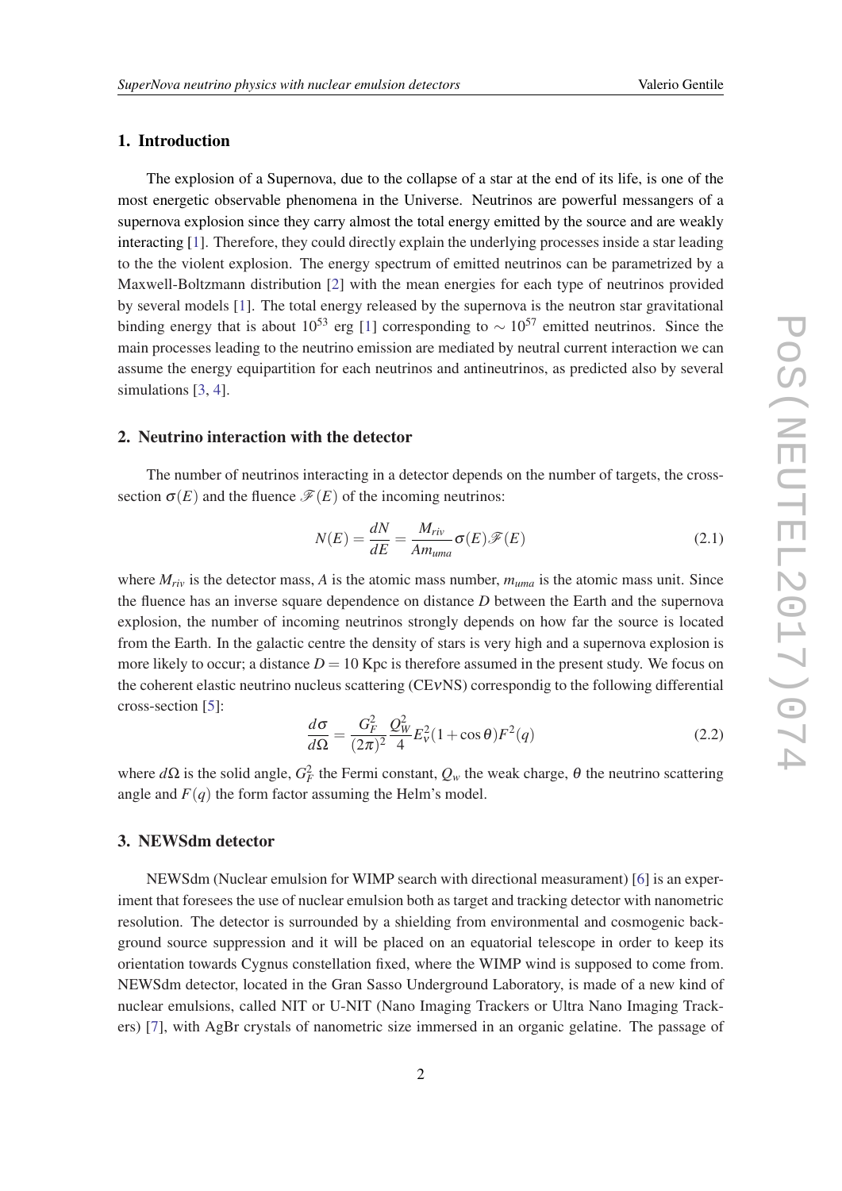## 1. Introduction

The explosion of a Supernova, due to the collapse of a star at the end of its life, is one of the most energetic observable phenomena in the Universe. Neutrinos are powerful messangers of a supernova explosion since they carry almost the total energy emitted by the source and are weakly interacting [1]. Therefore, they could directly explain the underlying processes inside a star leading to the the violent explosion. The energy spectrum of emitted neutrinos can be parametrized by a Maxwell-Boltzmann distribution [2] with the mean energies for each type of neutrinos provided by several models [1]. The total energy released by the supernova is the neutron star gravitational binding energy that is about $10^{53}$ erg [1] corresponding to $\sim 10^{57}$ emitted neutrinos. Since the main processes leading to the neutrino emission are mediated by neutral current interaction we can assume the energy equipartition for each neutrinos and antineutrinos, as predicted also by several simulations [3, 4].

## 2. Neutrino interaction with the detector

The number of neutrinos interacting in a detector depends on the number of targets, the cross-section $\sigma(E)$ and the fluence $\mathscr{F}(E)$ of the incoming neutrinos:

$$N(E) = \frac{dN}{dE} = \frac{M_{riv}}{Am_{uma}}\sigma(E)\mathscr{F}(E) \tag{2.1}$$

where $M_{riv}$ is the detector mass, $A$ is the atomic mass number, $m_{uma}$ is the atomic mass unit. Since the fluence has an inverse square dependence on distance $D$ between the Earth and the supernova explosion, the number of incoming neutrinos strongly depends on how far the source is located from the Earth. In the galactic centre the density of stars is very high and a supernova explosion is more likely to occur; a distance $D = 10$ Kpc is therefore assumed in the present study. We focus on the coherent elastic neutrino nucleus scattering (CE$\nu$NS) correspondig to the following differential cross-section [5]:

$$\frac{d\sigma}{d\Omega} = \frac{G_F^2}{(2\pi)^2}\frac{Q_W^2}{4}E_\nu^2(1+\cos\theta)F^2(q) \tag{2.2}$$

where $d\Omega$ is the solid angle, $G_F^2$ the Fermi constant, $Q_w$ the weak charge, $\theta$ the neutrino scattering angle and $F(q)$ the form factor assuming the Helm's model.

## 3. NEWSdm detector

NEWSdm (Nuclear emulsion for WIMP search with directional measurament) [6] is an experiment that foresees the use of nuclear emulsion both as target and tracking detector with nanometric resolution. The detector is surrounded by a shielding from environmental and cosmogenic background source suppression and it will be placed on an equatorial telescope in order to keep its orientation towards Cygnus constellation fixed, where the WIMP wind is supposed to come from. NEWSdm detector, located in the Gran Sasso Underground Laboratory, is made of a new kind of nuclear emulsions, called NIT or U-NIT (Nano Imaging Trackers or Ultra Nano Imaging Trackers) [7], with AgBr crystals of nanometric size immersed in an organic gelatine. The passage of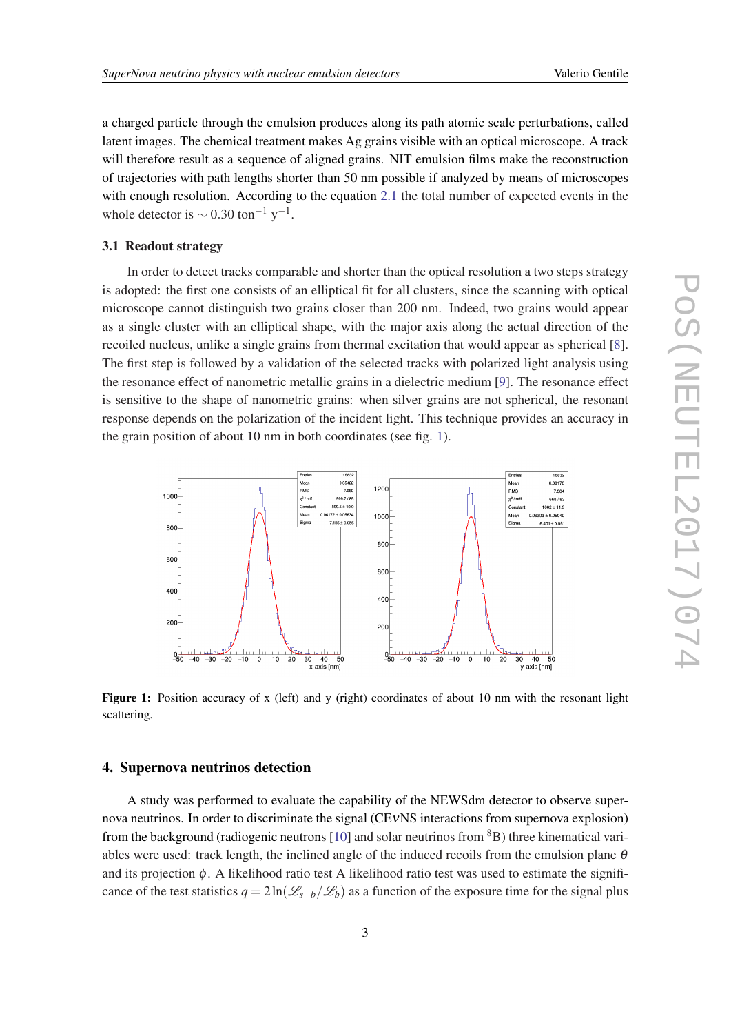a charged particle through the emulsion produces along its path atomic scale perturbations, called latent images. The chemical treatment makes Ag grains visible with an optical microscope. A track will therefore result as a sequence of aligned grains. NIT emulsion films make the reconstruction of trajectories with path lengths shorter than 50 nm possible if analyzed by means of microscopes with enough resolution. According to the equation 2.1 the total number of expected events in the whole detector is $\sim 0.30$ ton$^{-1}$ y$^{-1}$.

### 3.1 Readout strategy

In order to detect tracks comparable and shorter than the optical resolution a two steps strategy is adopted: the first one consists of an elliptical fit for all clusters, since the scanning with optical microscope cannot distinguish two grains closer than 200 nm. Indeed, two grains would appear as a single cluster with an elliptical shape, with the major axis along the actual direction of the recoiled nucleus, unlike a single grains from thermal excitation that would appear as spherical [8]. The first step is followed by a validation of the selected tracks with polarized light analysis using the resonance effect of nanometric metallic grains in a dielectric medium [9]. The resonance effect is sensitive to the shape of nanometric grains: when silver grains are not spherical, the resonant response depends on the polarization of the incident light. This technique provides an accuracy in the grain position of about 10 nm in both coordinates (see fig. 1).

**Figure 1:** Position accuracy of x (left) and y (right) coordinates of about 10 nm with the resonant light scattering.

## 4. Supernova neutrinos detection

A study was performed to evaluate the capability of the NEWSdm detector to observe supernova neutrinos. In order to discriminate the signal (CE$\nu$NS interactions from supernova explosion) from the background (radiogenic neutrons [10] and solar neutrinos from $^{8}$B) three kinematical variables were used: track length, the inclined angle of the induced recoils from the emulsion plane $\theta$ and its projection $\phi$. A likelihood ratio test A likelihood ratio test was used to estimate the significance of the test statistics $q = 2\ln(\mathscr{L}_{s+b}/\mathscr{L}_{b})$ as a function of the exposure time for the signal plus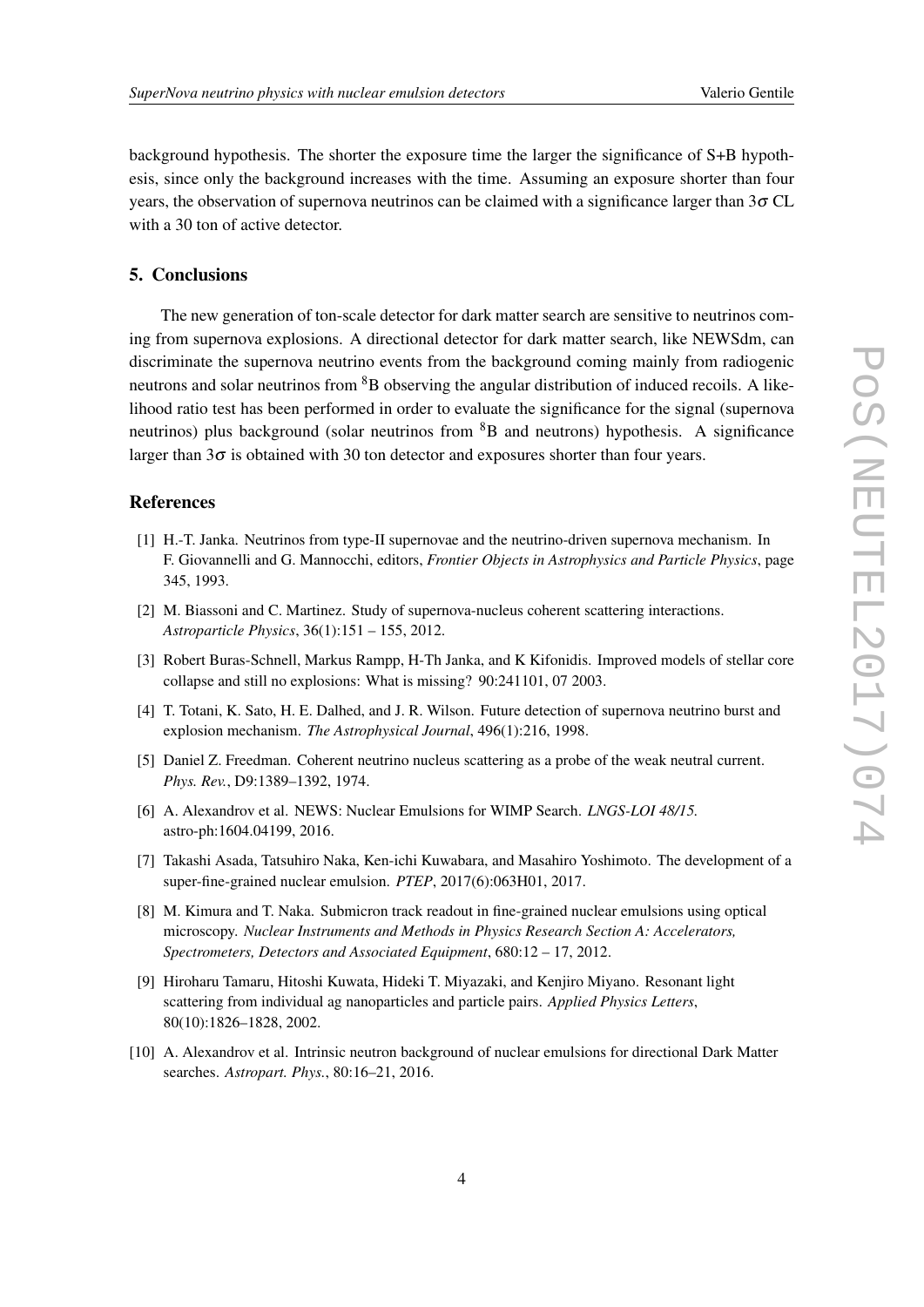background hypothesis. The shorter the exposure time the larger the significance of S+B hypothesis, since only the background increases with the time. Assuming an exposure shorter than four years, the observation of supernova neutrinos can be claimed with a significance larger than $3\sigma$ CL with a 30 ton of active detector.

## 5. Conclusions

The new generation of ton-scale detector for dark matter search are sensitive to neutrinos coming from supernova explosions. A directional detector for dark matter search, like NEWSdm, can discriminate the supernova neutrino events from the background coming mainly from radiogenic neutrons and solar neutrinos from $^{8}$B observing the angular distribution of induced recoils. A likelihood ratio test has been performed in order to evaluate the significance for the signal (supernova neutrinos) plus background (solar neutrinos from $^{8}$B and neutrons) hypothesis. A significance larger than $3\sigma$ is obtained with 30 ton detector and exposures shorter than four years.

## References

[1] H.-T. Janka. Neutrinos from type-II supernovae and the neutrino-driven supernova mechanism. In F. Giovannelli and G. Mannocchi, editors, *Frontier Objects in Astrophysics and Particle Physics*, page 345, 1993.

[2] M. Biassoni and C. Martinez. Study of supernova-nucleus coherent scattering interactions. *Astroparticle Physics*, 36(1):151 – 155, 2012.

[3] Robert Buras-Schnell, Markus Rampp, H-Th Janka, and K Kifonidis. Improved models of stellar core collapse and still no explosions: What is missing? 90:241101, 07 2003.

[4] T. Totani, K. Sato, H. E. Dalhed, and J. R. Wilson. Future detection of supernova neutrino burst and explosion mechanism. *The Astrophysical Journal*, 496(1):216, 1998.

[5] Daniel Z. Freedman. Coherent neutrino nucleus scattering as a probe of the weak neutral current. *Phys. Rev.*, D9:1389–1392, 1974.

[6] A. Alexandrov et al. NEWS: Nuclear Emulsions for WIMP Search. *LNGS-LOI 48/15.* astro-ph:1604.04199, 2016.

[7] Takashi Asada, Tatsuhiro Naka, Ken-ichi Kuwabara, and Masahiro Yoshimoto. The development of a super-fine-grained nuclear emulsion. *PTEP*, 2017(6):063H01, 2017.

[8] M. Kimura and T. Naka. Submicron track readout in fine-grained nuclear emulsions using optical microscopy. *Nuclear Instruments and Methods in Physics Research Section A: Accelerators, Spectrometers, Detectors and Associated Equipment*, 680:12 – 17, 2012.

[9] Hiroharu Tamaru, Hitoshi Kuwata, Hideki T. Miyazaki, and Kenjiro Miyano. Resonant light scattering from individual ag nanoparticles and particle pairs. *Applied Physics Letters*, 80(10):1826–1828, 2002.

[10] A. Alexandrov et al. Intrinsic neutron background of nuclear emulsions for directional Dark Matter searches. *Astropart. Phys.*, 80:16–21, 2016.